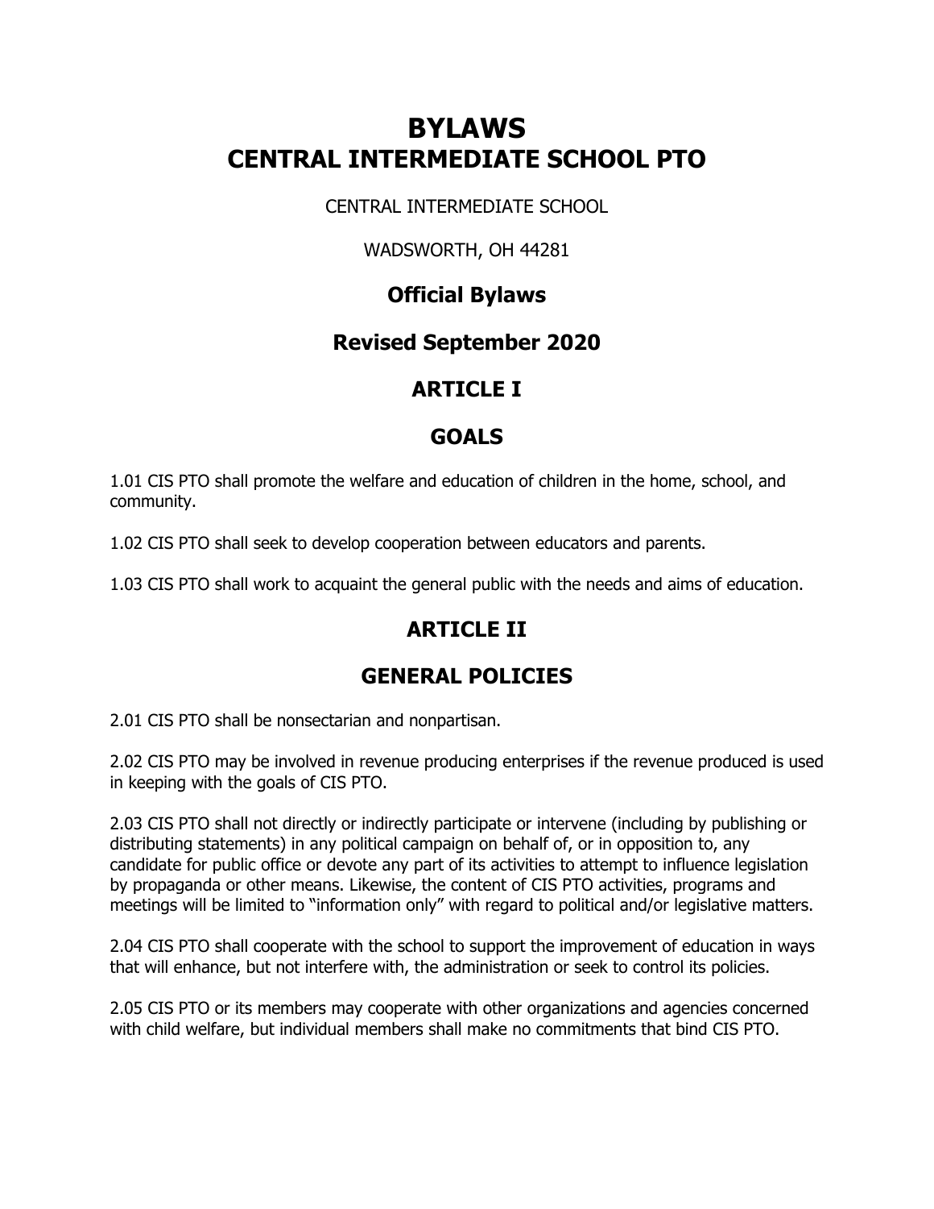# BYLAWS
# CENTRAL INTERMEDIATE SCHOOL PTO

CENTRAL INTERMEDIATE SCHOOL

WADSWORTH, OH 44281

## Official Bylaws

## Revised September 2020

## ARTICLE I

## GOALS

1.01 CIS PTO shall promote the welfare and education of children in the home, school, and community.

1.02 CIS PTO shall seek to develop cooperation between educators and parents.

1.03 CIS PTO shall work to acquaint the general public with the needs and aims of education.

## ARTICLE II

## GENERAL POLICIES

2.01 CIS PTO shall be nonsectarian and nonpartisan.

2.02 CIS PTO may be involved in revenue producing enterprises if the revenue produced is used in keeping with the goals of CIS PTO.

2.03 CIS PTO shall not directly or indirectly participate or intervene (including by publishing or distributing statements) in any political campaign on behalf of, or in opposition to, any candidate for public office or devote any part of its activities to attempt to influence legislation by propaganda or other means. Likewise, the content of CIS PTO activities, programs and meetings will be limited to "information only" with regard to political and/or legislative matters.

2.04 CIS PTO shall cooperate with the school to support the improvement of education in ways that will enhance, but not interfere with, the administration or seek to control its policies.

2.05 CIS PTO or its members may cooperate with other organizations and agencies concerned with child welfare, but individual members shall make no commitments that bind CIS PTO.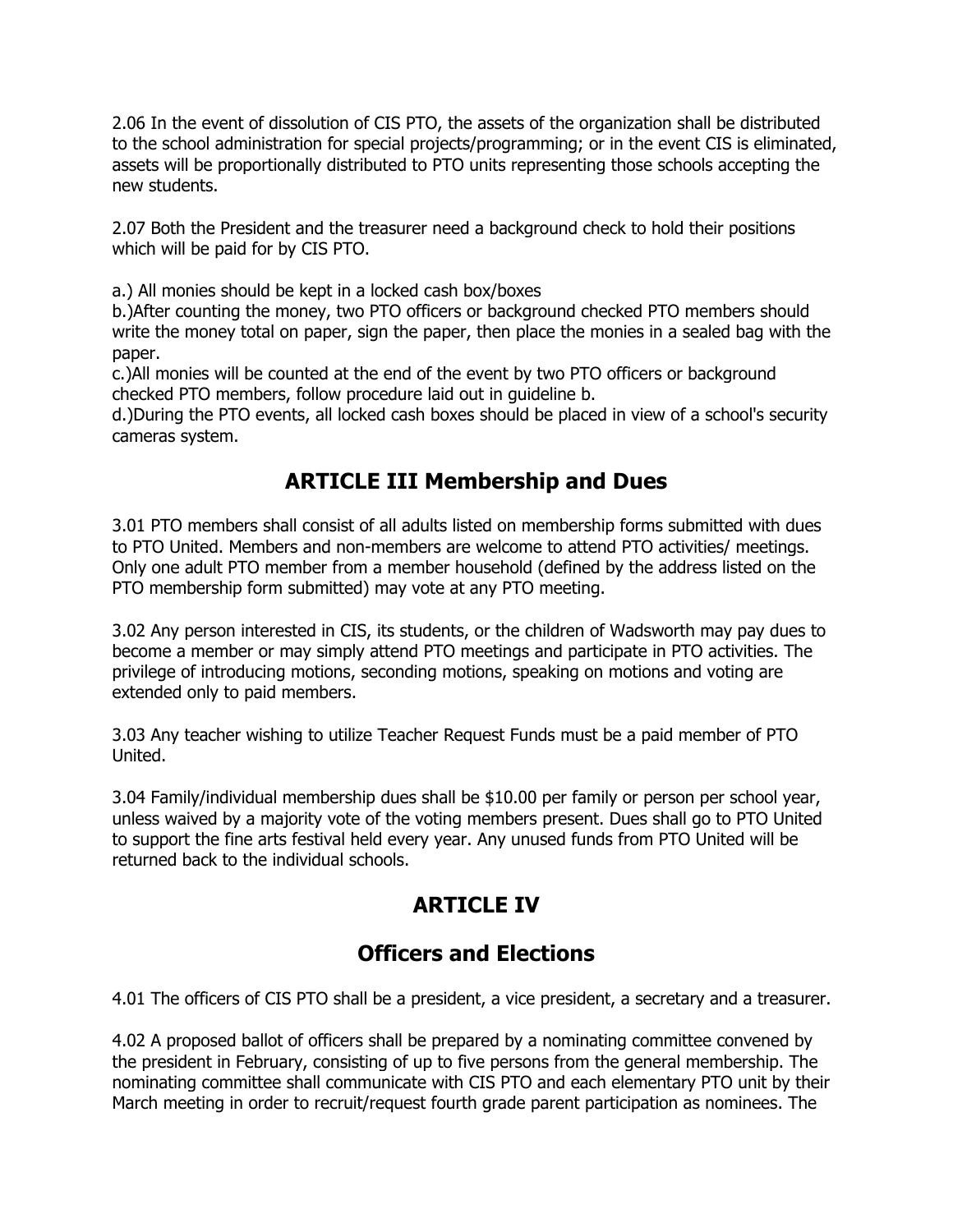2.06 In the event of dissolution of CIS PTO, the assets of the organization shall be distributed to the school administration for special projects/programming; or in the event CIS is eliminated, assets will be proportionally distributed to PTO units representing those schools accepting the new students.

2.07 Both the President and the treasurer need a background check to hold their positions which will be paid for by CIS PTO.

a.) All monies should be kept in a locked cash box/boxes
b.)After counting the money, two PTO officers or background checked PTO members should write the money total on paper, sign the paper, then place the monies in a sealed bag with the paper.
c.)All monies will be counted at the end of the event by two PTO officers or background checked PTO members, follow procedure laid out in guideline b.
d.)During the PTO events, all locked cash boxes should be placed in view of a school's security cameras system.

## ARTICLE III Membership and Dues

3.01 PTO members shall consist of all adults listed on membership forms submitted with dues to PTO United. Members and non-members are welcome to attend PTO activities/ meetings. Only one adult PTO member from a member household (defined by the address listed on the PTO membership form submitted) may vote at any PTO meeting.

3.02 Any person interested in CIS, its students, or the children of Wadsworth may pay dues to become a member or may simply attend PTO meetings and participate in PTO activities. The privilege of introducing motions, seconding motions, speaking on motions and voting are extended only to paid members.

3.03 Any teacher wishing to utilize Teacher Request Funds must be a paid member of PTO United.

3.04 Family/individual membership dues shall be $10.00 per family or person per school year, unless waived by a majority vote of the voting members present. Dues shall go to PTO United to support the fine arts festival held every year. Any unused funds from PTO United will be returned back to the individual schools.

## ARTICLE IV

## Officers and Elections

4.01 The officers of CIS PTO shall be a president, a vice president, a secretary and a treasurer.

4.02 A proposed ballot of officers shall be prepared by a nominating committee convened by the president in February, consisting of up to five persons from the general membership. The nominating committee shall communicate with CIS PTO and each elementary PTO unit by their March meeting in order to recruit/request fourth grade parent participation as nominees. The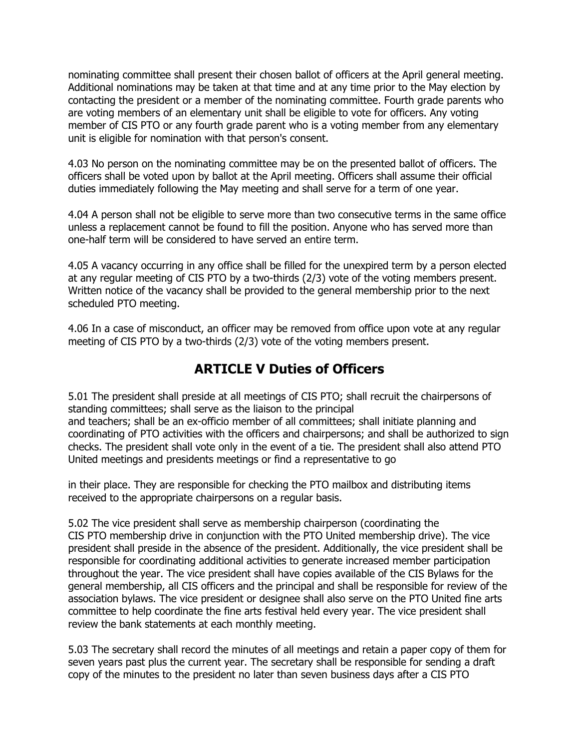nominating committee shall present their chosen ballot of officers at the April general meeting. Additional nominations may be taken at that time and at any time prior to the May election by contacting the president or a member of the nominating committee. Fourth grade parents who are voting members of an elementary unit shall be eligible to vote for officers. Any voting member of CIS PTO or any fourth grade parent who is a voting member from any elementary unit is eligible for nomination with that person's consent.

4.03 No person on the nominating committee may be on the presented ballot of officers. The officers shall be voted upon by ballot at the April meeting. Officers shall assume their official duties immediately following the May meeting and shall serve for a term of one year.

4.04 A person shall not be eligible to serve more than two consecutive terms in the same office unless a replacement cannot be found to fill the position. Anyone who has served more than one-half term will be considered to have served an entire term.

4.05 A vacancy occurring in any office shall be filled for the unexpired term by a person elected at any regular meeting of CIS PTO by a two-thirds (2/3) vote of the voting members present. Written notice of the vacancy shall be provided to the general membership prior to the next scheduled PTO meeting.

4.06 In a case of misconduct, an officer may be removed from office upon vote at any regular meeting of CIS PTO by a two-thirds (2/3) vote of the voting members present.

## ARTICLE V Duties of Officers

5.01 The president shall preside at all meetings of CIS PTO; shall recruit the chairpersons of standing committees; shall serve as the liaison to the principal and teachers; shall be an ex-officio member of all committees; shall initiate planning and coordinating of PTO activities with the officers and chairpersons; and shall be authorized to sign checks. The president shall vote only in the event of a tie. The president shall also attend PTO United meetings and presidents meetings or find a representative to go in their place. They are responsible for checking the PTO mailbox and distributing items received to the appropriate chairpersons on a regular basis.

5.02 The vice president shall serve as membership chairperson (coordinating the CIS PTO membership drive in conjunction with the PTO United membership drive). The vice president shall preside in the absence of the president. Additionally, the vice president shall be responsible for coordinating additional activities to generate increased member participation throughout the year. The vice president shall have copies available of the CIS Bylaws for the general membership, all CIS officers and the principal and shall be responsible for review of the association bylaws. The vice president or designee shall also serve on the PTO United fine arts committee to help coordinate the fine arts festival held every year. The vice president shall review the bank statements at each monthly meeting.

5.03 The secretary shall record the minutes of all meetings and retain a paper copy of them for seven years past plus the current year. The secretary shall be responsible for sending a draft copy of the minutes to the president no later than seven business days after a CIS PTO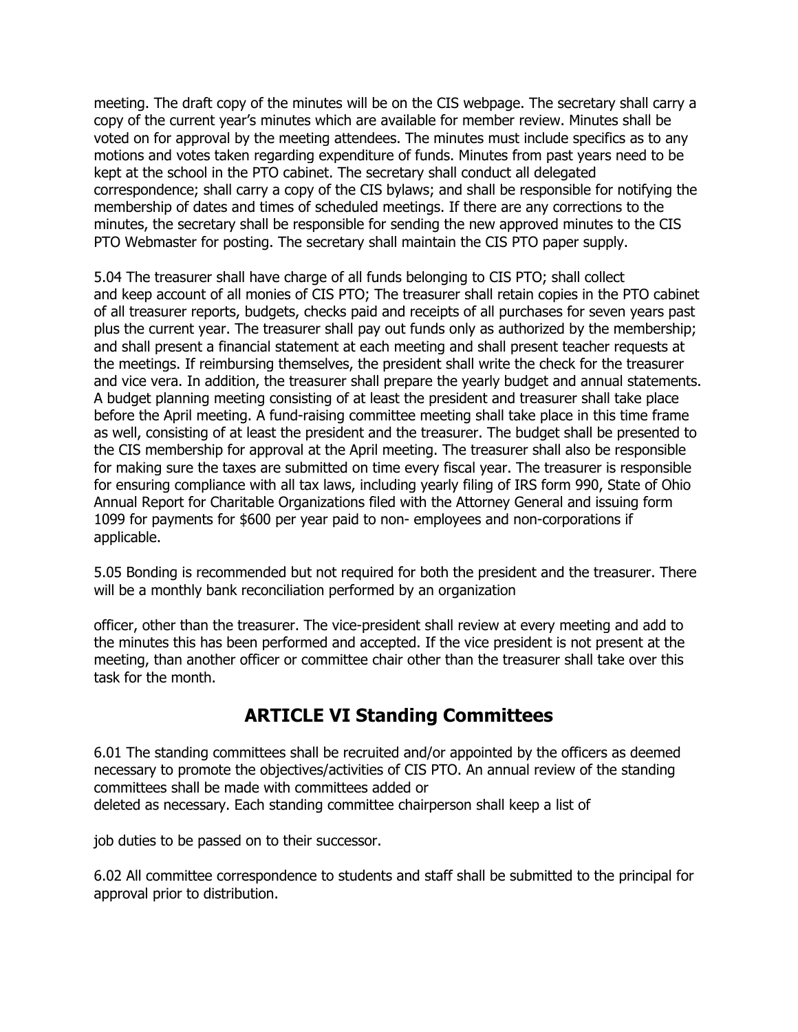meeting. The draft copy of the minutes will be on the CIS webpage. The secretary shall carry a copy of the current year's minutes which are available for member review. Minutes shall be voted on for approval by the meeting attendees. The minutes must include specifics as to any motions and votes taken regarding expenditure of funds. Minutes from past years need to be kept at the school in the PTO cabinet. The secretary shall conduct all delegated correspondence; shall carry a copy of the CIS bylaws; and shall be responsible for notifying the membership of dates and times of scheduled meetings. If there are any corrections to the minutes, the secretary shall be responsible for sending the new approved minutes to the CIS PTO Webmaster for posting. The secretary shall maintain the CIS PTO paper supply.

5.04 The treasurer shall have charge of all funds belonging to CIS PTO; shall collect and keep account of all monies of CIS PTO; The treasurer shall retain copies in the PTO cabinet of all treasurer reports, budgets, checks paid and receipts of all purchases for seven years past plus the current year. The treasurer shall pay out funds only as authorized by the membership; and shall present a financial statement at each meeting and shall present teacher requests at the meetings. If reimbursing themselves, the president shall write the check for the treasurer and vice vera. In addition, the treasurer shall prepare the yearly budget and annual statements. A budget planning meeting consisting of at least the president and treasurer shall take place before the April meeting. A fund-raising committee meeting shall take place in this time frame as well, consisting of at least the president and the treasurer. The budget shall be presented to the CIS membership for approval at the April meeting. The treasurer shall also be responsible for making sure the taxes are submitted on time every fiscal year. The treasurer is responsible for ensuring compliance with all tax laws, including yearly filing of IRS form 990, State of Ohio Annual Report for Charitable Organizations filed with the Attorney General and issuing form 1099 for payments for $600 per year paid to non- employees and non-corporations if applicable.

5.05 Bonding is recommended but not required for both the president and the treasurer. There will be a monthly bank reconciliation performed by an organization officer, other than the treasurer. The vice-president shall review at every meeting and add to the minutes this has been performed and accepted. If the vice president is not present at the meeting, than another officer or committee chair other than the treasurer shall take over this task for the month.

## ARTICLE VI Standing Committees

6.01 The standing committees shall be recruited and/or appointed by the officers as deemed necessary to promote the objectives/activities of CIS PTO. An annual review of the standing committees shall be made with committees added or deleted as necessary. Each standing committee chairperson shall keep a list of job duties to be passed on to their successor.

6.02 All committee correspondence to students and staff shall be submitted to the principal for approval prior to distribution.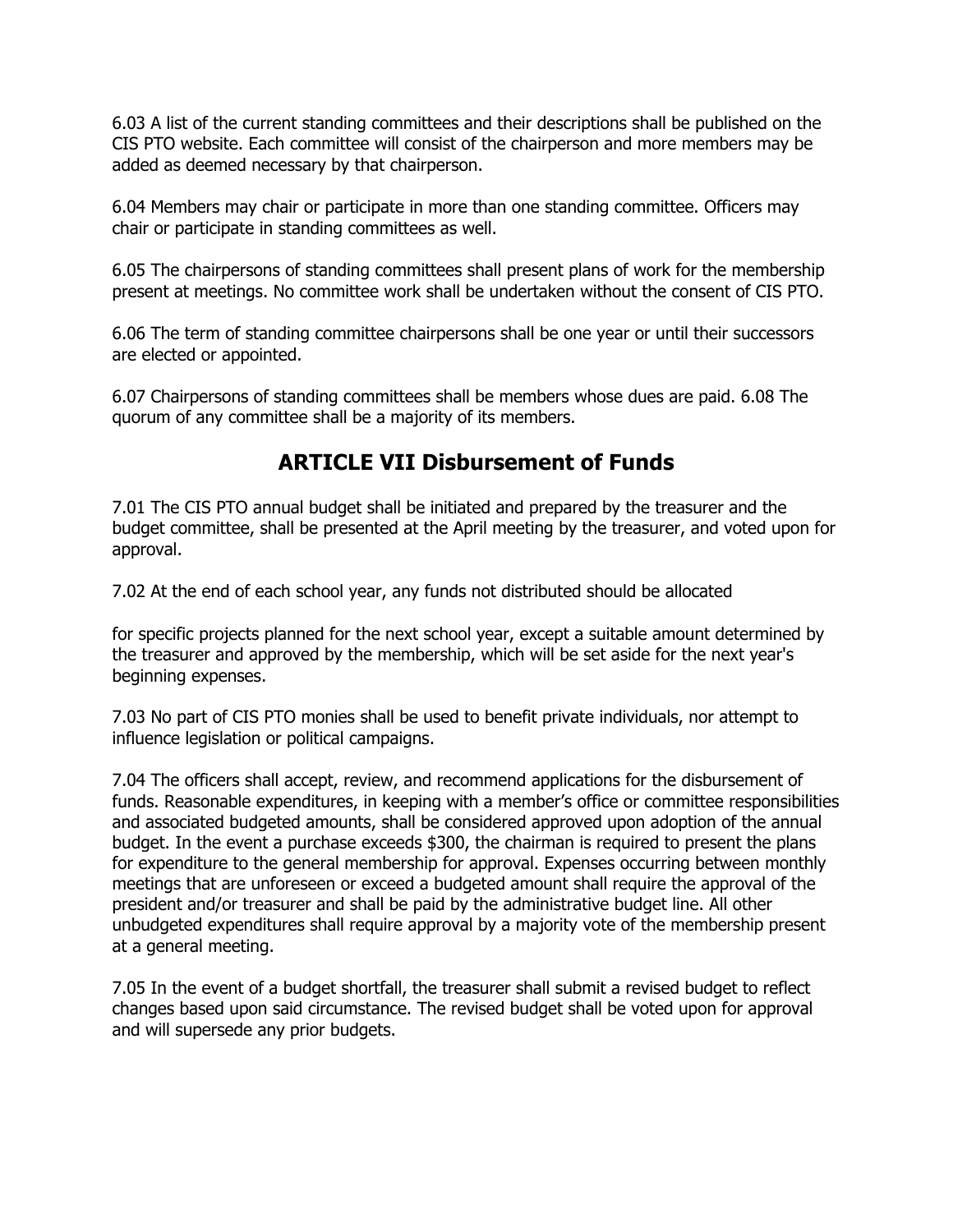6.03 A list of the current standing committees and their descriptions shall be published on the CIS PTO website. Each committee will consist of the chairperson and more members may be added as deemed necessary by that chairperson.

6.04 Members may chair or participate in more than one standing committee. Officers may chair or participate in standing committees as well.

6.05 The chairpersons of standing committees shall present plans of work for the membership present at meetings. No committee work shall be undertaken without the consent of CIS PTO.

6.06 The term of standing committee chairpersons shall be one year or until their successors are elected or appointed.

6.07 Chairpersons of standing committees shall be members whose dues are paid. 6.08 The quorum of any committee shall be a majority of its members.

## ARTICLE VII Disbursement of Funds

7.01 The CIS PTO annual budget shall be initiated and prepared by the treasurer and the budget committee, shall be presented at the April meeting by the treasurer, and voted upon for approval.

7.02 At the end of each school year, any funds not distributed should be allocated

for specific projects planned for the next school year, except a suitable amount determined by the treasurer and approved by the membership, which will be set aside for the next year's beginning expenses.

7.03 No part of CIS PTO monies shall be used to benefit private individuals, nor attempt to influence legislation or political campaigns.

7.04 The officers shall accept, review, and recommend applications for the disbursement of funds. Reasonable expenditures, in keeping with a member's office or committee responsibilities and associated budgeted amounts, shall be considered approved upon adoption of the annual budget. In the event a purchase exceeds $300, the chairman is required to present the plans for expenditure to the general membership for approval. Expenses occurring between monthly meetings that are unforeseen or exceed a budgeted amount shall require the approval of the president and/or treasurer and shall be paid by the administrative budget line. All other unbudgeted expenditures shall require approval by a majority vote of the membership present at a general meeting.

7.05 In the event of a budget shortfall, the treasurer shall submit a revised budget to reflect changes based upon said circumstance. The revised budget shall be voted upon for approval and will supersede any prior budgets.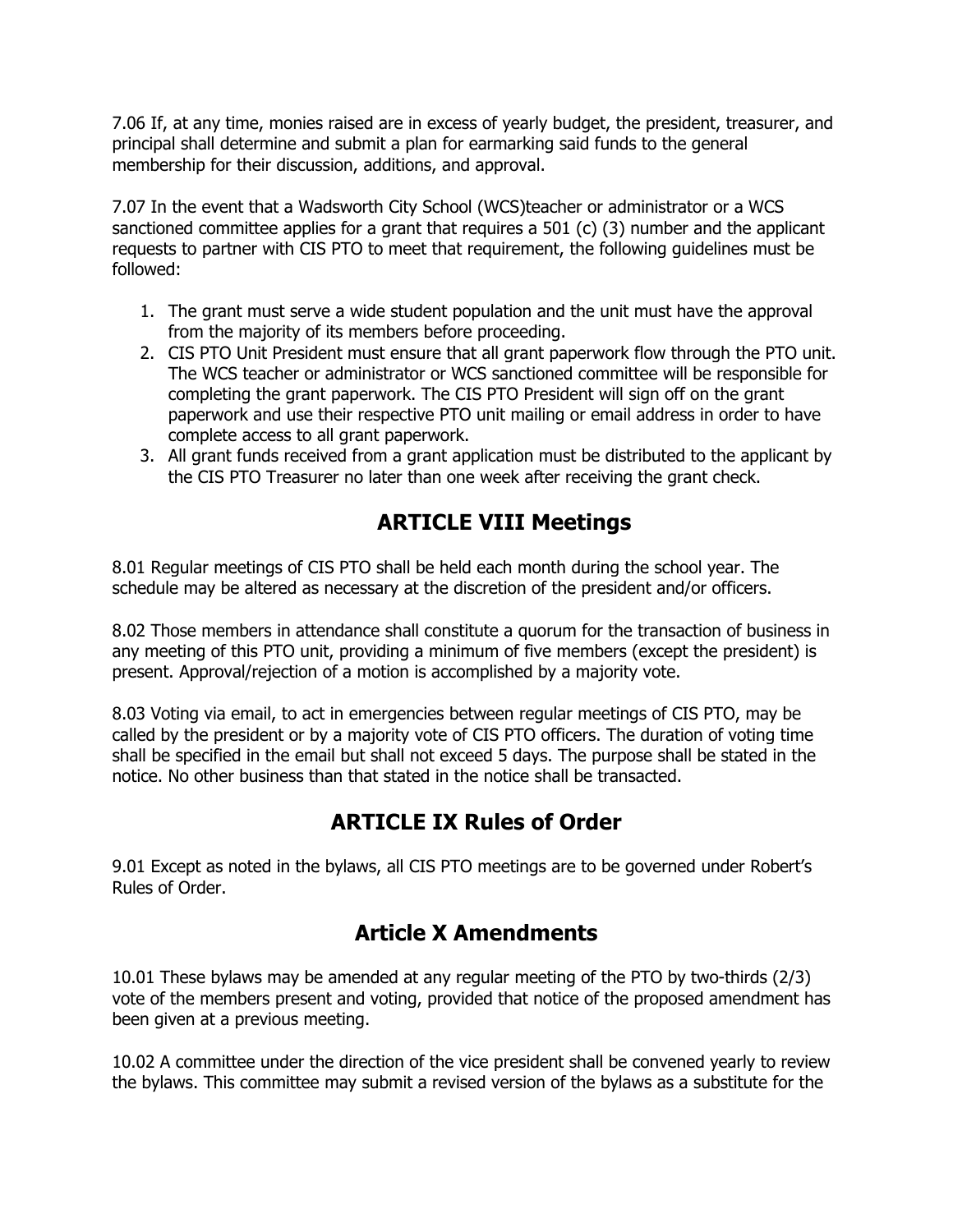7.06 If, at any time, monies raised are in excess of yearly budget, the president, treasurer, and principal shall determine and submit a plan for earmarking said funds to the general membership for their discussion, additions, and approval.

7.07 In the event that a Wadsworth City School (WCS)teacher or administrator or a WCS sanctioned committee applies for a grant that requires a 501 (c) (3) number and the applicant requests to partner with CIS PTO to meet that requirement, the following guidelines must be followed:

1. The grant must serve a wide student population and the unit must have the approval from the majority of its members before proceeding.
2. CIS PTO Unit President must ensure that all grant paperwork flow through the PTO unit. The WCS teacher or administrator or WCS sanctioned committee will be responsible for completing the grant paperwork. The CIS PTO President will sign off on the grant paperwork and use their respective PTO unit mailing or email address in order to have complete access to all grant paperwork.
3. All grant funds received from a grant application must be distributed to the applicant by the CIS PTO Treasurer no later than one week after receiving the grant check.

## ARTICLE VIII Meetings

8.01 Regular meetings of CIS PTO shall be held each month during the school year. The schedule may be altered as necessary at the discretion of the president and/or officers.

8.02 Those members in attendance shall constitute a quorum for the transaction of business in any meeting of this PTO unit, providing a minimum of five members (except the president) is present. Approval/rejection of a motion is accomplished by a majority vote.

8.03 Voting via email, to act in emergencies between regular meetings of CIS PTO, may be called by the president or by a majority vote of CIS PTO officers. The duration of voting time shall be specified in the email but shall not exceed 5 days. The purpose shall be stated in the notice. No other business than that stated in the notice shall be transacted.

## ARTICLE IX Rules of Order

9.01 Except as noted in the bylaws, all CIS PTO meetings are to be governed under Robert's Rules of Order.

## Article X Amendments

10.01 These bylaws may be amended at any regular meeting of the PTO by two-thirds (2/3) vote of the members present and voting, provided that notice of the proposed amendment has been given at a previous meeting.

10.02 A committee under the direction of the vice president shall be convened yearly to review the bylaws. This committee may submit a revised version of the bylaws as a substitute for the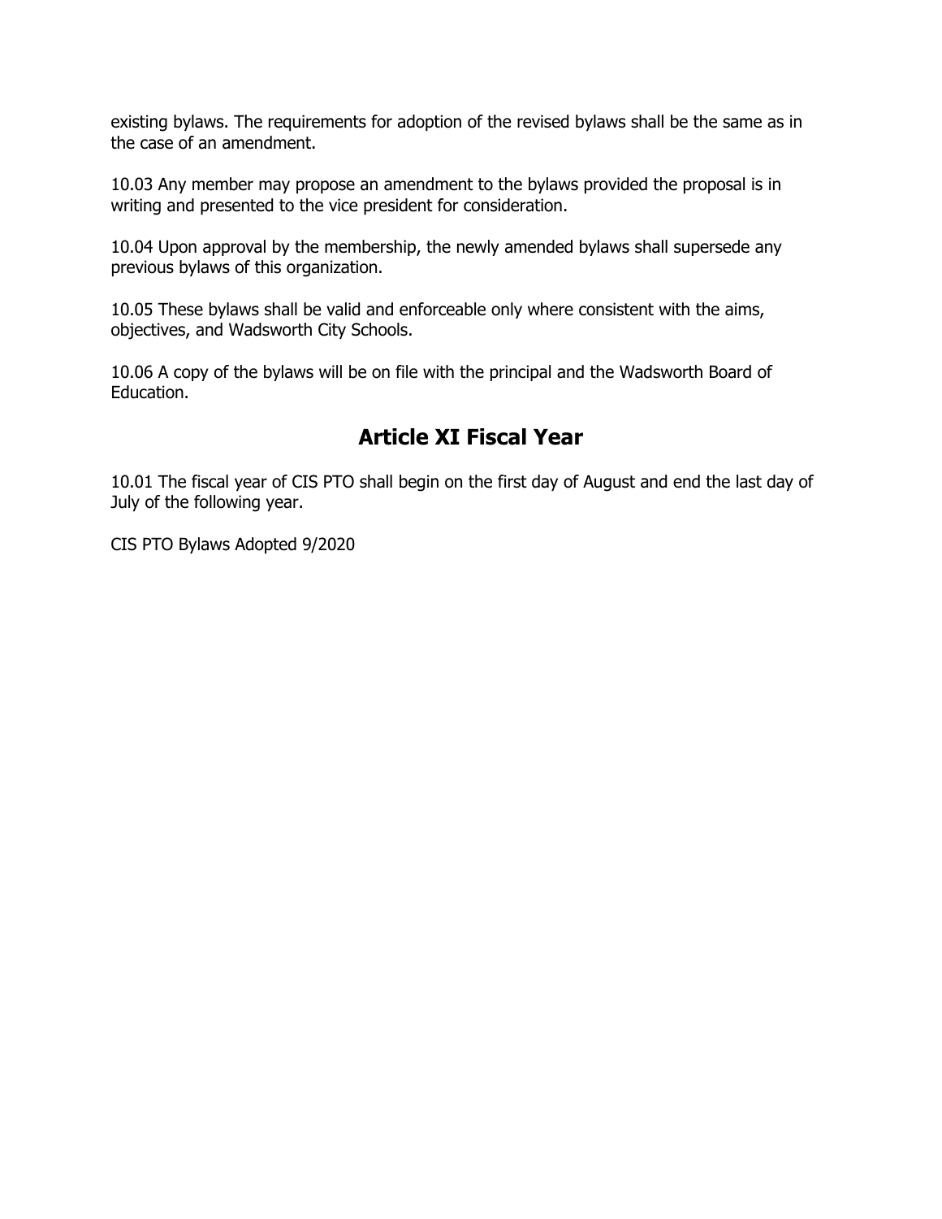existing bylaws. The requirements for adoption of the revised bylaws shall be the same as in the case of an amendment.

10.03 Any member may propose an amendment to the bylaws provided the proposal is in writing and presented to the vice president for consideration.

10.04 Upon approval by the membership, the newly amended bylaws shall supersede any previous bylaws of this organization.

10.05 These bylaws shall be valid and enforceable only where consistent with the aims, objectives, and Wadsworth City Schools.

10.06 A copy of the bylaws will be on file with the principal and the Wadsworth Board of Education.

## Article XI Fiscal Year

10.01 The fiscal year of CIS PTO shall begin on the first day of August and end the last day of July of the following year.

CIS PTO Bylaws Adopted 9/2020